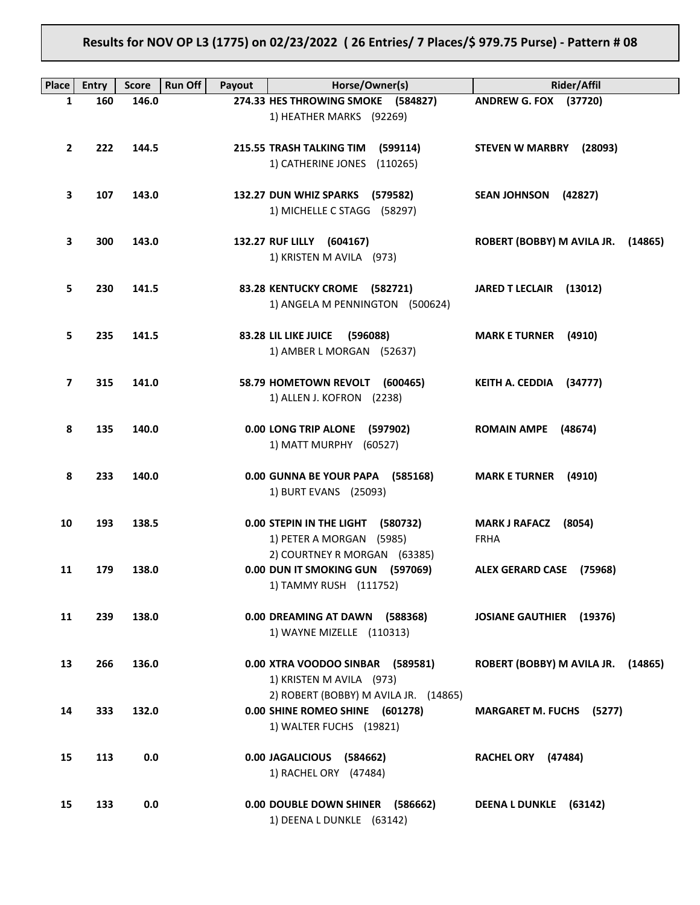**Results for NOV OP L3 (1775) on 02/23/2022 ( 26 Entries/ 7 Places/$ 979.75 Purse) - Pattern # 08**

| Place | Entry | Score | Run Off | Payout | Horse/Owner(s) | Rider/Affil |
|---|---|---|---|---|---|---|
| 1 | 160 | 146.0 | | 274.33 | **HES THROWING SMOKE (584827)**<br>1) HEATHER MARKS (92269) | **ANDREW G. FOX (37720)** |
| 2 | 222 | 144.5 | | 215.55 | **TRASH TALKING TIM (599114)**<br>1) CATHERINE JONES (110265) | **STEVEN W MARBRY (28093)** |
| 3 | 107 | 143.0 | | 132.27 | **DUN WHIZ SPARKS (579582)**<br>1) MICHELLE C STAGG (58297) | **SEAN JOHNSON (42827)** |
| 3 | 300 | 143.0 | | 132.27 | **RUF LILLY (604167)**<br>1) KRISTEN M AVILA (973) | **ROBERT (BOBBY) M AVILA JR. (14865)** |
| 5 | 230 | 141.5 | | 83.28 | **KENTUCKY CROME (582721)**<br>1) ANGELA M PENNINGTON (500624) | **JARED T LECLAIR (13012)** |
| 5 | 235 | 141.5 | | 83.28 | **LIL LIKE JUICE (596088)**<br>1) AMBER L MORGAN (52637) | **MARK E TURNER (4910)** |
| 7 | 315 | 141.0 | | 58.79 | **HOMETOWN REVOLT (600465)**<br>1) ALLEN J. KOFRON (2238) | **KEITH A. CEDDIA (34777)** |
| 8 | 135 | 140.0 | | 0.00 | **LONG TRIP ALONE (597902)**<br>1) MATT MURPHY (60527) | **ROMAIN AMPE (48674)** |
| 8 | 233 | 140.0 | | 0.00 | **GUNNA BE YOUR PAPA (585168)**<br>1) BURT EVANS (25093) | **MARK E TURNER (4910)** |
| 10 | 193 | 138.5 | | 0.00 | **STEPIN IN THE LIGHT (580732)**<br>1) PETER A MORGAN (5985)<br>2) COURTNEY R MORGAN (63385) | **MARK J RAFACZ (8054)**<br>FRHA |
| 11 | 179 | 138.0 | | 0.00 | **DUN IT SMOKING GUN (597069)**<br>1) TAMMY RUSH (111752) | **ALEX GERARD CASE (75968)** |
| 11 | 239 | 138.0 | | 0.00 | **DREAMING AT DAWN (588368)**<br>1) WAYNE MIZELLE (110313) | **JOSIANE GAUTHIER (19376)** |
| 13 | 266 | 136.0 | | 0.00 | **XTRA VOODOO SINBAR (589581)**<br>1) KRISTEN M AVILA (973)<br>2) ROBERT (BOBBY) M AVILA JR. (14865) | **ROBERT (BOBBY) M AVILA JR. (14865)** |
| 14 | 333 | 132.0 | | 0.00 | **SHINE ROMEO SHINE (601278)**<br>1) WALTER FUCHS (19821) | **MARGARET M. FUCHS (5277)** |
| 15 | 113 | 0.0 | | 0.00 | **JAGALICIOUS (584662)**<br>1) RACHEL ORY (47484) | **RACHEL ORY (47484)** |
| 15 | 133 | 0.0 | | 0.00 | **DOUBLE DOWN SHINER (586662)**<br>1) DEENA L DUNKLE (63142) | **DEENA L DUNKLE (63142)** |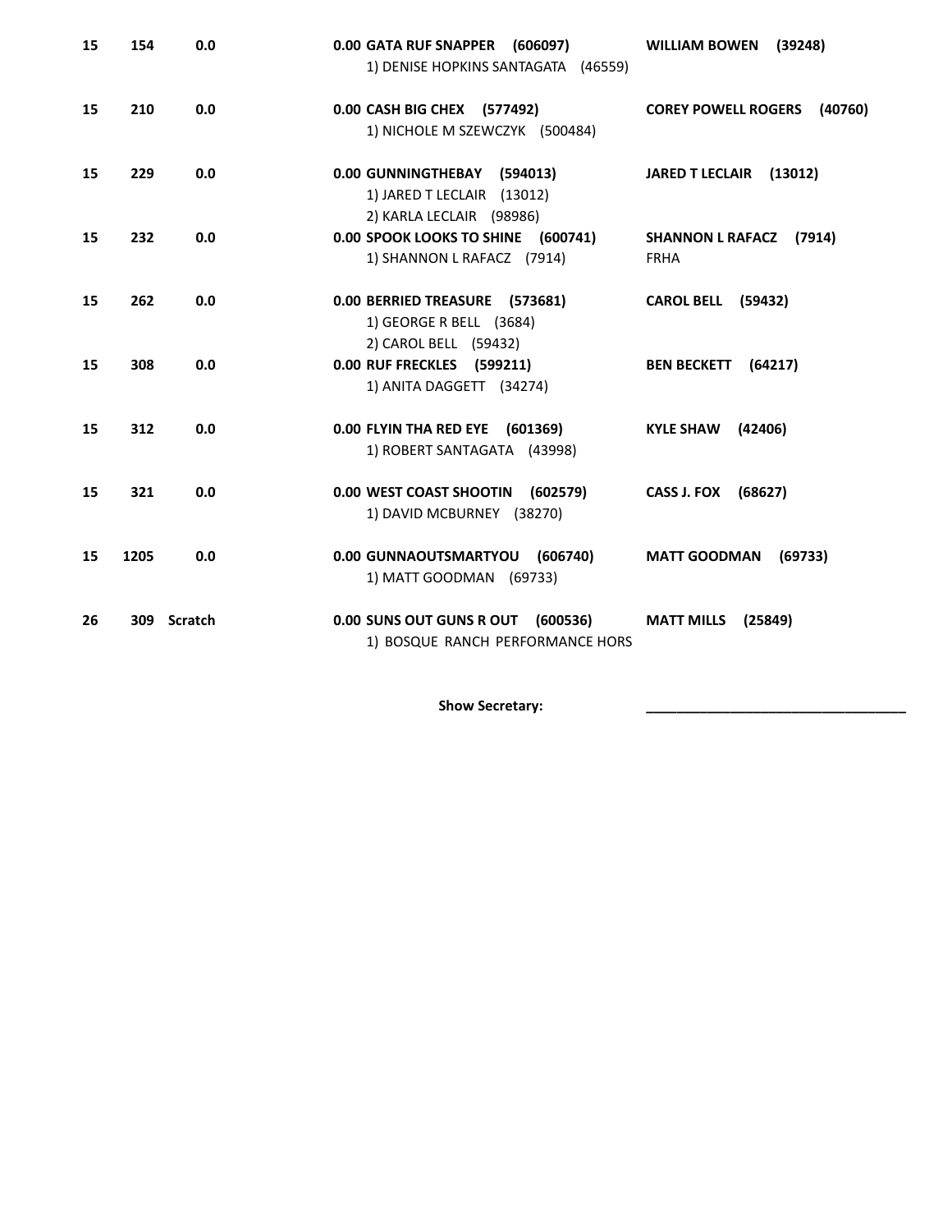| | | | | | |
|---|---|---|---|---|---|
| **15** | **154** | **0.0** | **0.00** | **GATA RUF SNAPPER (606097)**<br>1) DENISE HOPKINS SANTAGATA (46559) | **WILLIAM BOWEN (39248)** |
| **15** | **210** | **0.0** | **0.00** | **CASH BIG CHEX (577492)**<br>1) NICHOLE M SZEWCZYK (500484) | **COREY POWELL ROGERS (40760)** |
| **15** | **229** | **0.0** | **0.00** | **GUNNINGTHEBAY (594013)**<br>1) JARED T LECLAIR (13012)<br>2) KARLA LECLAIR (98986) | **JARED T LECLAIR (13012)** |
| **15** | **232** | **0.0** | **0.00** | **SPOOK LOOKS TO SHINE (600741)**<br>1) SHANNON L RAFACZ (7914) | **SHANNON L RAFACZ (7914)**<br>FRHA |
| **15** | **262** | **0.0** | **0.00** | **BERRIED TREASURE (573681)**<br>1) GEORGE R BELL (3684)<br>2) CAROL BELL (59432) | **CAROL BELL (59432)** |
| **15** | **308** | **0.0** | **0.00** | **RUF FRECKLES (599211)**<br>1) ANITA DAGGETT (34274) | **BEN BECKETT (64217)** |
| **15** | **312** | **0.0** | **0.00** | **FLYIN THA RED EYE (601369)**<br>1) ROBERT SANTAGATA (43998) | **KYLE SHAW (42406)** |
| **15** | **321** | **0.0** | **0.00** | **WEST COAST SHOOTIN (602579)**<br>1) DAVID MCBURNEY (38270) | **CASS J. FOX (68627)** |
| **15** | **1205** | **0.0** | **0.00** | **GUNNAOUTSMARTYOU (606740)**<br>1) MATT GOODMAN (69733) | **MATT GOODMAN (69733)** |
| **26** | **309** | **Scratch** | **0.00** | **SUNS OUT GUNS R OUT (600536)**<br>1) BOSQUE RANCH PERFORMANCE HORS | **MATT MILLS (25849)** |

**Show Secretary:** ___________________________________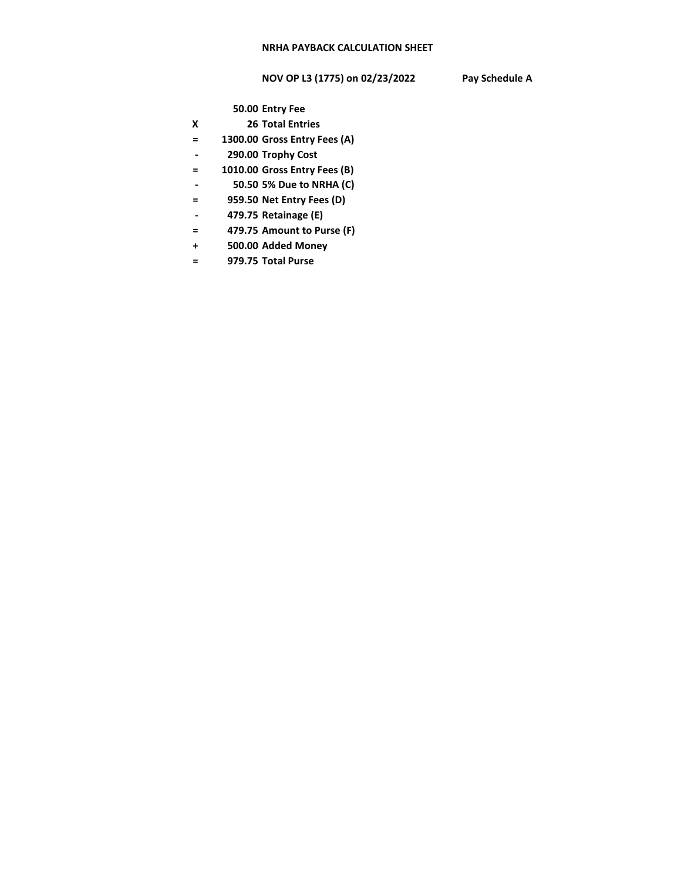**NRHA PAYBACK CALCULATION SHEET**

**NOV OP L3 (1775) on 02/23/2022** **Pay Schedule A**

| | | |
|---|---|---|
| | 50.00 | Entry Fee |
| X | 26 | Total Entries |
| = | 1300.00 | Gross Entry Fees (A) |
| - | 290.00 | Trophy Cost |
| = | 1010.00 | Gross Entry Fees (B) |
| - | 50.50 | 5% Due to NRHA (C) |
| = | 959.50 | Net Entry Fees (D) |
| - | 479.75 | Retainage (E) |
| = | 479.75 | Amount to Purse (F) |
| + | 500.00 | Added Money |
| = | 979.75 | Total Purse |